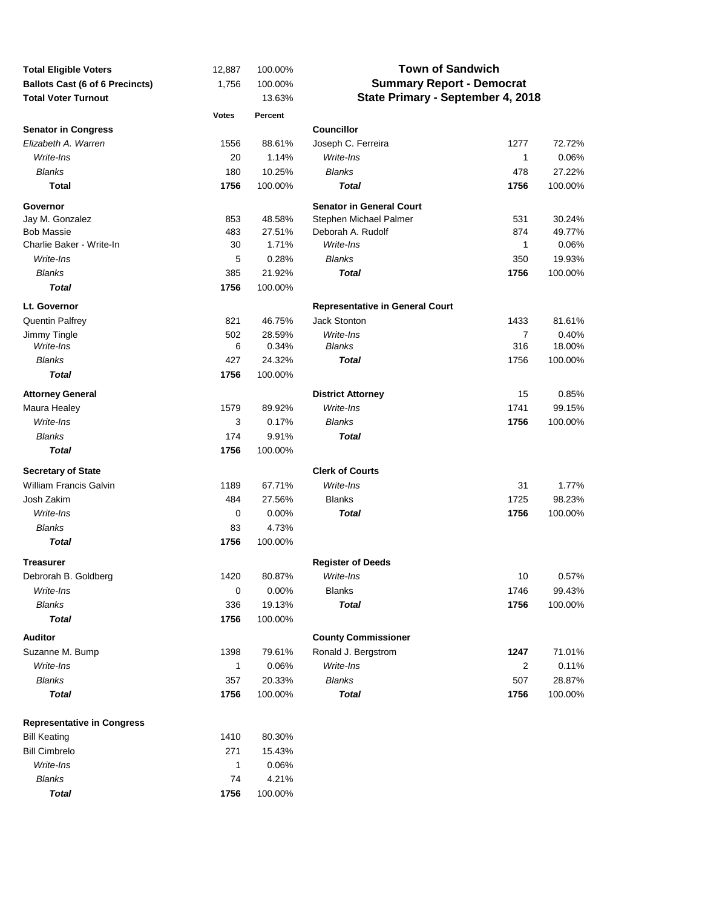# Town of Sandwich

## Summary Report - Democrat

## State Primary - September 4, 2018

| | | |
|---|---|---|
| **Total Eligible Voters** | 12,887 | 100.00% |
| **Ballots Cast (6 of 6 Precincts)** | 1,756 | 100.00% |
| **Total Voter Turnout** | | 13.63% |

| | **Votes** | **Percent** |
|---|---|---|
| **Senator in Congress** | | |
| *Elizabeth A. Warren* | 1556 | 88.61% |
| *Write-Ins* | 20 | 1.14% |
| *Blanks* | 180 | 10.25% |
| **Total** | **1756** | 100.00% |
| **Governor** | | |
| Jay M. Gonzalez | 853 | 48.58% |
| Bob Massie | 483 | 27.51% |
| Charlie Baker - Write-In | 30 | 1.71% |
| *Write-Ins* | 5 | 0.28% |
| *Blanks* | 385 | 21.92% |
| ***Total*** | **1756** | 100.00% |
| **Lt. Governor** | | |
| Quentin Palfrey | 821 | 46.75% |
| Jimmy Tingle | 502 | 28.59% |
| *Write-Ins* | 6 | 0.34% |
| *Blanks* | 427 | 24.32% |
| ***Total*** | **1756** | 100.00% |
| **Attorney General** | | |
| Maura Healey | 1579 | 89.92% |
| *Write-Ins* | 3 | 0.17% |
| *Blanks* | 174 | 9.91% |
| ***Total*** | **1756** | 100.00% |
| **Secretary of State** | | |
| William Francis Galvin | 1189 | 67.71% |
| Josh Zakim | 484 | 27.56% |
| *Write-Ins* | 0 | 0.00% |
| *Blanks* | 83 | 4.73% |
| ***Total*** | **1756** | 100.00% |
| **Treasurer** | | |
| Debrorah B. Goldberg | 1420 | 80.87% |
| *Write-Ins* | 0 | 0.00% |
| *Blanks* | 336 | 19.13% |
| ***Total*** | **1756** | 100.00% |
| **Auditor** | | |
| Suzanne M. Bump | 1398 | 79.61% |
| *Write-Ins* | 1 | 0.06% |
| *Blanks* | 357 | 20.33% |
| ***Total*** | **1756** | 100.00% |
| **Representative in Congress** | | |
| Bill Keating | 1410 | 80.30% |
| Bill Cimbrelo | 271 | 15.43% |
| *Write-Ins* | 1 | 0.06% |
| *Blanks* | 74 | 4.21% |
| ***Total*** | **1756** | 100.00% |
| **Councillor** | | |
| Joseph C. Ferreira | 1277 | 72.72% |
| *Write-Ins* | 1 | 0.06% |
| *Blanks* | 478 | 27.22% |
| ***Total*** | **1756** | 100.00% |
| **Senator in General Court** | | |
| Stephen Michael Palmer | 531 | 30.24% |
| Deborah A. Rudolf | 874 | 49.77% |
| *Write-Ins* | 1 | 0.06% |
| *Blanks* | 350 | 19.93% |
| ***Total*** | **1756** | 100.00% |
| **Representative in General Court** | | |
| Jack Stonton | 1433 | 81.61% |
| *Write-Ins* | 7 | 0.40% |
| *Blanks* | 316 | 18.00% |
| ***Total*** | 1756 | 100.00% |
| **District Attorney** | 15 | 0.85% |
| *Write-Ins* | 1741 | 99.15% |
| *Blanks* | **1756** | 100.00% |
| ***Total*** | | |
| **Clerk of Courts** | | |
| *Write-Ins* | 31 | 1.77% |
| Blanks | 1725 | 98.23% |
| ***Total*** | **1756** | 100.00% |
| **Register of Deeds** | | |
| *Write-Ins* | 10 | 0.57% |
| Blanks | 1746 | 99.43% |
| ***Total*** | **1756** | 100.00% |
| **County Commissioner** | | |
| Ronald J. Bergstrom | **1247** | 71.01% |
| *Write-Ins* | 2 | 0.11% |
| *Blanks* | 507 | 28.87% |
| ***Total*** | **1756** | 100.00% |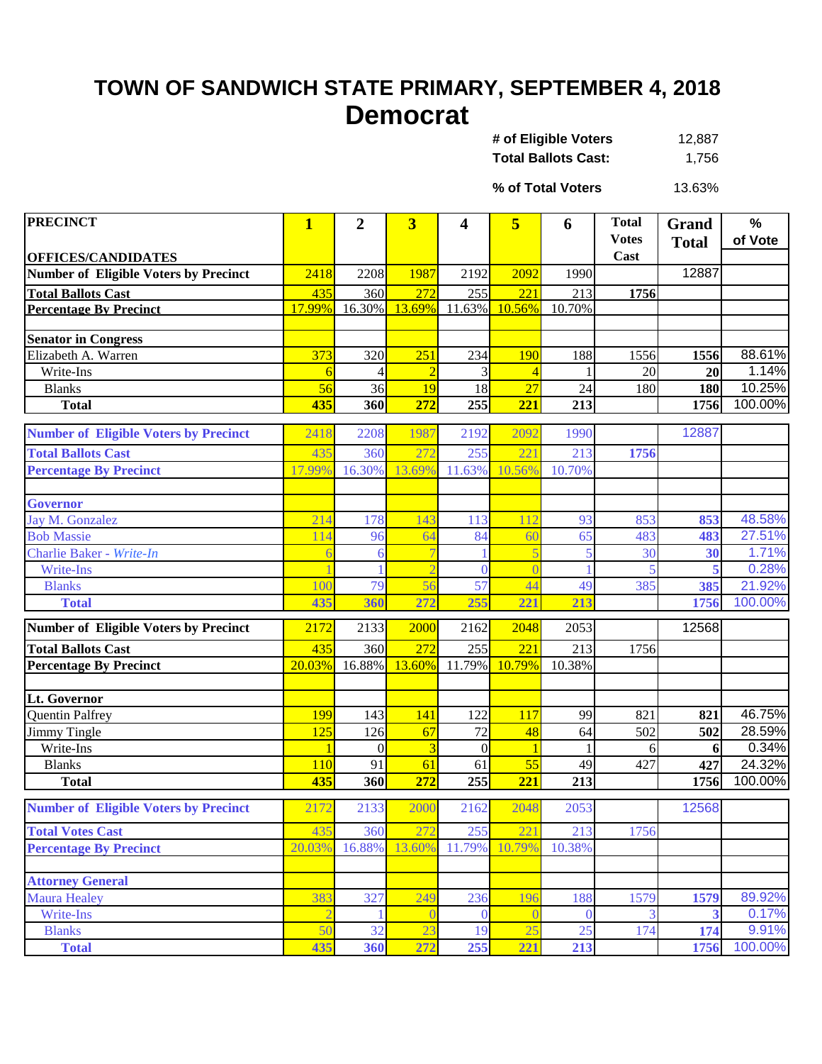# TOWN OF SANDWICH STATE PRIMARY, SEPTEMBER 4, 2018

## Democrat

| | |
|---|---|
| **# of Eligible Voters** | 12,887 |
| **Total Ballots Cast:** | 1,756 |
| **% of Total Voters** | 13.63% |

| PRECINCT / OFFICES/CANDIDATES | 1 | 2 | 3 | 4 | 5 | 6 | Total Votes Cast | Grand Total | % of Vote |
|---|---|---|---|---|---|---|---|---|---|
| **Number of Eligible Voters by Precinct** | 2418 | 2208 | 1987 | 2192 | 2092 | 1990 | | 12887 | |
| **Total Ballots Cast** | 435 | 360 | 272 | 255 | 221 | 213 | **1756** | | |
| **Percentage By Precinct** | 17.99% | 16.30% | 13.69% | 11.63% | 10.56% | 10.70% | | | |
| | | | | | | | | | |
| **Senator in Congress** | | | | | | | | | |
| Elizabeth A. Warren | 373 | 320 | 251 | 234 | 190 | 188 | 1556 | **1556** | 88.61% |
| Write-Ins | 6 | 4 | 2 | 3 | 4 | 1 | 20 | **20** | 1.14% |
| Blanks | 56 | 36 | 19 | 18 | 27 | 24 | 180 | **180** | 10.25% |
| **Total** | **435** | **360** | **272** | **255** | **221** | **213** | | **1756** | 100.00% |

| PRECINCT / OFFICES/CANDIDATES | 1 | 2 | 3 | 4 | 5 | 6 | Total Votes Cast | Grand Total | % of Vote |
|---|---|---|---|---|---|---|---|---|---|
| **Number of Eligible Voters by Precinct** | 2418 | 2208 | 1987 | 2192 | 2092 | 1990 | | 12887 | |
| **Total Ballots Cast** | 435 | 360 | 272 | 255 | 221 | 213 | **1756** | | |
| **Percentage By Precinct** | 17.99% | 16.30% | 13.69% | 11.63% | 10.56% | 10.70% | | | |
| | | | | | | | | | |
| **Governor** | | | | | | | | | |
| Jay M. Gonzalez | 214 | 178 | 143 | 113 | 112 | 93 | 853 | **853** | 48.58% |
| Bob Massie | 114 | 96 | 64 | 84 | 60 | 65 | 483 | **483** | 27.51% |
| Charlie Baker - *Write-In* | 6 | 6 | 7 | 1 | 5 | 5 | 30 | **30** | 1.71% |
| Write-Ins | 1 | 1 | 2 | 0 | 0 | 1 | 5 | **5** | 0.28% |
| Blanks | 100 | 79 | 56 | 57 | 44 | 49 | 385 | **385** | 21.92% |
| **Total** | **435** | **360** | **272** | **255** | **221** | **213** | | **1756** | 100.00% |

| PRECINCT / OFFICES/CANDIDATES | 1 | 2 | 3 | 4 | 5 | 6 | Total Votes Cast | Grand Total | % of Vote |
|---|---|---|---|---|---|---|---|---|---|
| **Number of Eligible Voters by Precinct** | 2172 | 2133 | 2000 | 2162 | 2048 | 2053 | | 12568 | |
| **Total Ballots Cast** | 435 | 360 | 272 | 255 | 221 | 213 | 1756 | | |
| **Percentage By Precinct** | 20.03% | 16.88% | 13.60% | 11.79% | 10.79% | 10.38% | | | |
| | | | | | | | | | |
| **Lt. Governor** | | | | | | | | | |
| Quentin Palfrey | 199 | 143 | 141 | 122 | 117 | 99 | 821 | **821** | 46.75% |
| Jimmy Tingle | 125 | 126 | 67 | 72 | 48 | 64 | 502 | **502** | 28.59% |
| Write-Ins | 1 | 0 | 3 | 0 | 1 | 1 | 6 | **6** | 0.34% |
| Blanks | 110 | 91 | 61 | 61 | 55 | 49 | 427 | **427** | 24.32% |
| **Total** | **435** | **360** | **272** | **255** | **221** | **213** | | **1756** | 100.00% |

| PRECINCT / OFFICES/CANDIDATES | 1 | 2 | 3 | 4 | 5 | 6 | Total Votes Cast | Grand Total | % of Vote |
|---|---|---|---|---|---|---|---|---|---|
| **Number of Eligible Voters by Precinct** | 2172 | 2133 | 2000 | 2162 | 2048 | 2053 | | 12568 | |
| **Total Votes Cast** | 435 | 360 | 272 | 255 | 221 | 213 | 1756 | | |
| **Percentage By Precinct** | 20.03% | 16.88% | 13.60% | 11.79% | 10.79% | 10.38% | | | |
| | | | | | | | | | |
| **Attorney General** | | | | | | | | | |
| Maura Healey | 383 | 327 | 249 | 236 | 196 | 188 | 1579 | **1579** | 89.92% |
| Write-Ins | 2 | 1 | 0 | 0 | 0 | 0 | 3 | **3** | 0.17% |
| Blanks | 50 | 32 | 23 | 19 | 25 | 25 | 174 | **174** | 9.91% |
| **Total** | **435** | **360** | **272** | **255** | **221** | **213** | | **1756** | 100.00% |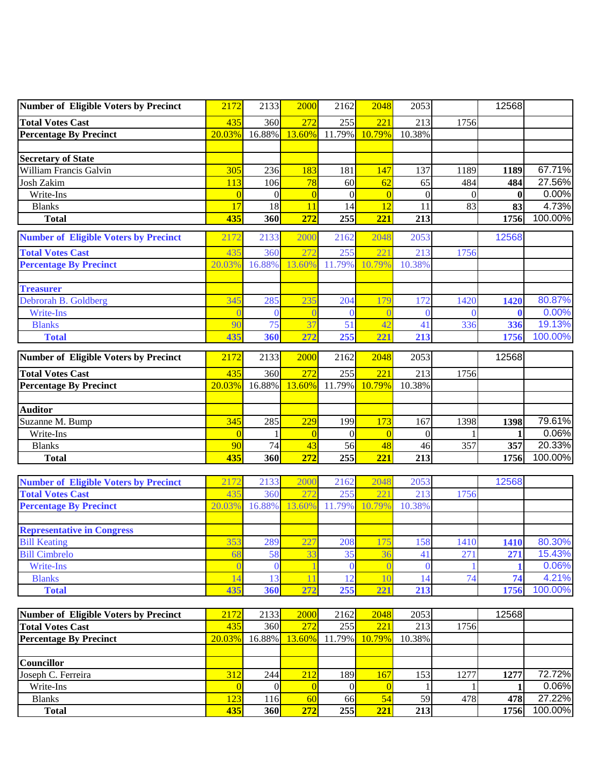| Number of Eligible Voters by Precinct | 2172 | 2133 | 2000 | 2162 | 2048 | 2053 | | 12568 | |
|---|---|---|---|---|---|---|---|---|---|
| **Total Votes Cast** | 435 | 360 | 272 | 255 | 221 | 213 | 1756 | | |
| **Percentage By Precinct** | 20.03% | 16.88% | 13.60% | 11.79% | 10.79% | 10.38% | | | |
| | | | | | | | | | |
| **Secretary of State** | | | | | | | | | |
| William Francis Galvin | 305 | 236 | 183 | 181 | 147 | 137 | 1189 | **1189** | 67.71% |
| Josh Zakim | 113 | 106 | 78 | 60 | 62 | 65 | 484 | **484** | 27.56% |
| Write-Ins | 0 | 0 | 0 | 0 | 0 | 0 | 0 | **0** | 0.00% |
| Blanks | 17 | 18 | 11 | 14 | 12 | 11 | 83 | **83** | 4.73% |
| **Total** | **435** | **360** | **272** | **255** | **221** | **213** | | **1756** | 100.00% |

| Number of Eligible Voters by Precinct | 2172 | 2133 | 2000 | 2162 | 2048 | 2053 | | 12568 | |
|---|---|---|---|---|---|---|---|---|---|
| **Total Votes Cast** | 435 | 360 | 272 | 255 | 221 | 213 | 1756 | | |
| **Percentage By Precinct** | 20.03% | 16.88% | 13.60% | 11.79% | 10.79% | 10.38% | | | |
| | | | | | | | | | |
| **Treasurer** | | | | | | | | | |
| Debrorah B. Goldberg | 345 | 285 | 235 | 204 | 179 | 172 | 1420 | **1420** | 80.87% |
| Write-Ins | 0 | 0 | 0 | 0 | 0 | 0 | 0 | **0** | 0.00% |
| Blanks | 90 | 75 | 37 | 51 | 42 | 41 | 336 | **336** | 19.13% |
| **Total** | **435** | **360** | **272** | **255** | **221** | **213** | | **1756** | 100.00% |

| Number of Eligible Voters by Precinct | 2172 | 2133 | 2000 | 2162 | 2048 | 2053 | | 12568 | |
|---|---|---|---|---|---|---|---|---|---|
| **Total Votes Cast** | 435 | 360 | 272 | 255 | 221 | 213 | 1756 | | |
| **Percentage By Precinct** | 20.03% | 16.88% | 13.60% | 11.79% | 10.79% | 10.38% | | | |
| | | | | | | | | | |
| **Auditor** | | | | | | | | | |
| Suzanne M. Bump | 345 | 285 | 229 | 199 | 173 | 167 | 1398 | **1398** | 79.61% |
| Write-Ins | 0 | 1 | 0 | 0 | 0 | 0 | 1 | **1** | 0.06% |
| Blanks | 90 | 74 | 43 | 56 | 48 | 46 | 357 | **357** | 20.33% |
| **Total** | **435** | **360** | **272** | **255** | **221** | **213** | | **1756** | 100.00% |

| Number of Eligible Voters by Precinct | 2172 | 2133 | 2000 | 2162 | 2048 | 2053 | | 12568 | |
|---|---|---|---|---|---|---|---|---|---|
| **Total Votes Cast** | 435 | 360 | 272 | 255 | 221 | 213 | 1756 | | |
| **Percentage By Precinct** | 20.03% | 16.88% | 13.60% | 11.79% | 10.79% | 10.38% | | | |
| | | | | | | | | | |
| **Representative in Congress** | | | | | | | | | |
| Bill Keating | 353 | 289 | 227 | 208 | 175 | 158 | 1410 | **1410** | 80.30% |
| Bill Cimbrelo | 68 | 58 | 33 | 35 | 36 | 41 | 271 | **271** | 15.43% |
| Write-Ins | 0 | 0 | 1 | 0 | 0 | 0 | 1 | **1** | 0.06% |
| Blanks | 14 | 13 | 11 | 12 | 10 | 14 | 74 | **74** | 4.21% |
| **Total** | **435** | **360** | **272** | **255** | **221** | **213** | | **1756** | 100.00% |

| Number of Eligible Voters by Precinct | 2172 | 2133 | 2000 | 2162 | 2048 | 2053 | | 12568 | |
|---|---|---|---|---|---|---|---|---|---|
| **Total Votes Cast** | 435 | 360 | 272 | 255 | 221 | 213 | 1756 | | |
| **Percentage By Precinct** | 20.03% | 16.88% | 13.60% | 11.79% | 10.79% | 10.38% | | | |
| | | | | | | | | | |
| **Councillor** | | | | | | | | | |
| Joseph C. Ferreira | 312 | 244 | 212 | 189 | 167 | 153 | 1277 | **1277** | 72.72% |
| Write-Ins | 0 | 0 | 0 | 0 | 0 | 1 | 1 | **1** | 0.06% |
| Blanks | 123 | 116 | 60 | 66 | 54 | 59 | 478 | **478** | 27.22% |
| **Total** | **435** | **360** | **272** | **255** | **221** | **213** | | **1756** | 100.00% |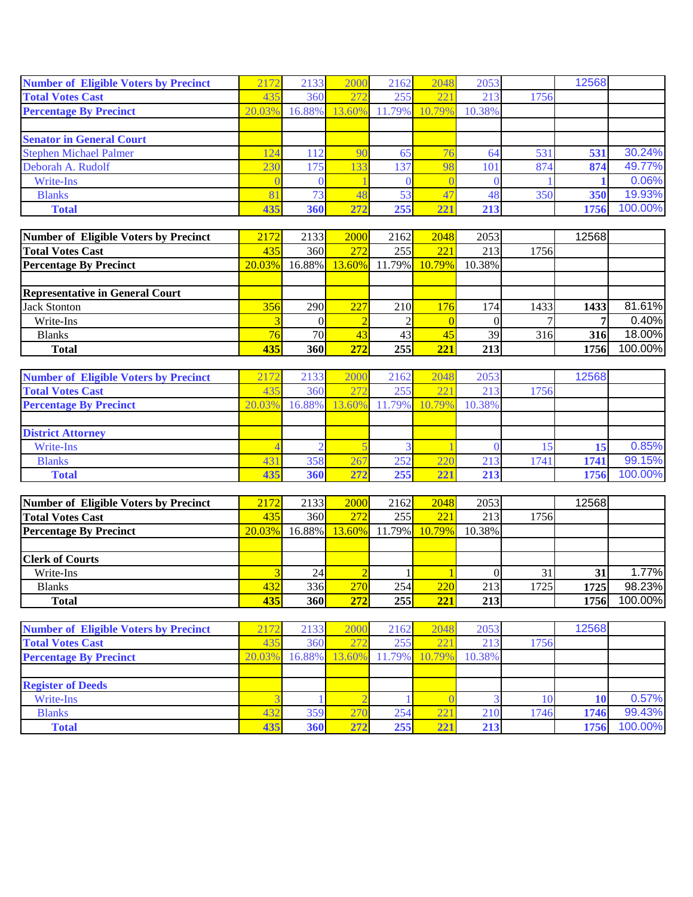| Number of Eligible Voters by Precinct | 2172 | 2133 | 2000 | 2162 | 2048 | 2053 | | 12568 | |
|---|---|---|---|---|---|---|---|---|---|
| Total Votes Cast | 435 | 360 | 272 | 255 | 221 | 213 | 1756 | | |
| Percentage By Precinct | 20.03% | 16.88% | 13.60% | 11.79% | 10.79% | 10.38% | | | |
| | | | | | | | | | |
| Senator in General Court | | | | | | | | | |
| Stephen Michael Palmer | 124 | 112 | 90 | 65 | 76 | 64 | 531 | 531 | 30.24% |
| Deborah A. Rudolf | 230 | 175 | 133 | 137 | 98 | 101 | 874 | 874 | 49.77% |
| Write-Ins | 0 | 0 | 1 | 0 | 0 | 0 | 1 | 1 | 0.06% |
| Blanks | 81 | 73 | 48 | 53 | 47 | 48 | 350 | 350 | 19.93% |
| Total | 435 | 360 | 272 | 255 | 221 | 213 | | 1756 | 100.00% |

| Number of Eligible Voters by Precinct | 2172 | 2133 | 2000 | 2162 | 2048 | 2053 | | 12568 | |
|---|---|---|---|---|---|---|---|---|---|
| Total Votes Cast | 435 | 360 | 272 | 255 | 221 | 213 | 1756 | | |
| Percentage By Precinct | 20.03% | 16.88% | 13.60% | 11.79% | 10.79% | 10.38% | | | |
| | | | | | | | | | |
| Representative in General Court | | | | | | | | | |
| Jack Stonton | 356 | 290 | 227 | 210 | 176 | 174 | 1433 | 1433 | 81.61% |
| Write-Ins | 3 | 0 | 2 | 2 | 0 | 0 | 7 | 7 | 0.40% |
| Blanks | 76 | 70 | 43 | 43 | 45 | 39 | 316 | 316 | 18.00% |
| Total | 435 | 360 | 272 | 255 | 221 | 213 | | 1756 | 100.00% |

| Number of Eligible Voters by Precinct | 2172 | 2133 | 2000 | 2162 | 2048 | 2053 | | 12568 | |
|---|---|---|---|---|---|---|---|---|---|
| Total Votes Cast | 435 | 360 | 272 | 255 | 221 | 213 | 1756 | | |
| Percentage By Precinct | 20.03% | 16.88% | 13.60% | 11.79% | 10.79% | 10.38% | | | |
| | | | | | | | | | |
| District Attorney | | | | | | | | | |
| Write-Ins | 4 | 2 | 5 | 3 | 1 | 0 | 15 | 15 | 0.85% |
| Blanks | 431 | 358 | 267 | 252 | 220 | 213 | 1741 | 1741 | 99.15% |
| Total | 435 | 360 | 272 | 255 | 221 | 213 | | 1756 | 100.00% |

| Number of Eligible Voters by Precinct | 2172 | 2133 | 2000 | 2162 | 2048 | 2053 | | 12568 | |
|---|---|---|---|---|---|---|---|---|---|
| Total Votes Cast | 435 | 360 | 272 | 255 | 221 | 213 | 1756 | | |
| Percentage By Precinct | 20.03% | 16.88% | 13.60% | 11.79% | 10.79% | 10.38% | | | |
| | | | | | | | | | |
| Clerk of Courts | | | | | | | | | |
| Write-Ins | 3 | 24 | 2 | 1 | 1 | 0 | 31 | 31 | 1.77% |
| Blanks | 432 | 336 | 270 | 254 | 220 | 213 | 1725 | 1725 | 98.23% |
| Total | 435 | 360 | 272 | 255 | 221 | 213 | | 1756 | 100.00% |

| Number of Eligible Voters by Precinct | 2172 | 2133 | 2000 | 2162 | 2048 | 2053 | | 12568 | |
|---|---|---|---|---|---|---|---|---|---|
| Total Votes Cast | 435 | 360 | 272 | 255 | 221 | 213 | 1756 | | |
| Percentage By Precinct | 20.03% | 16.88% | 13.60% | 11.79% | 10.79% | 10.38% | | | |
| | | | | | | | | | |
| Register of Deeds | | | | | | | | | |
| Write-Ins | 3 | 1 | 2 | 1 | 0 | 3 | 10 | 10 | 0.57% |
| Blanks | 432 | 359 | 270 | 254 | 221 | 210 | 1746 | 1746 | 99.43% |
| Total | 435 | 360 | 272 | 255 | 221 | 213 | | 1756 | 100.00% |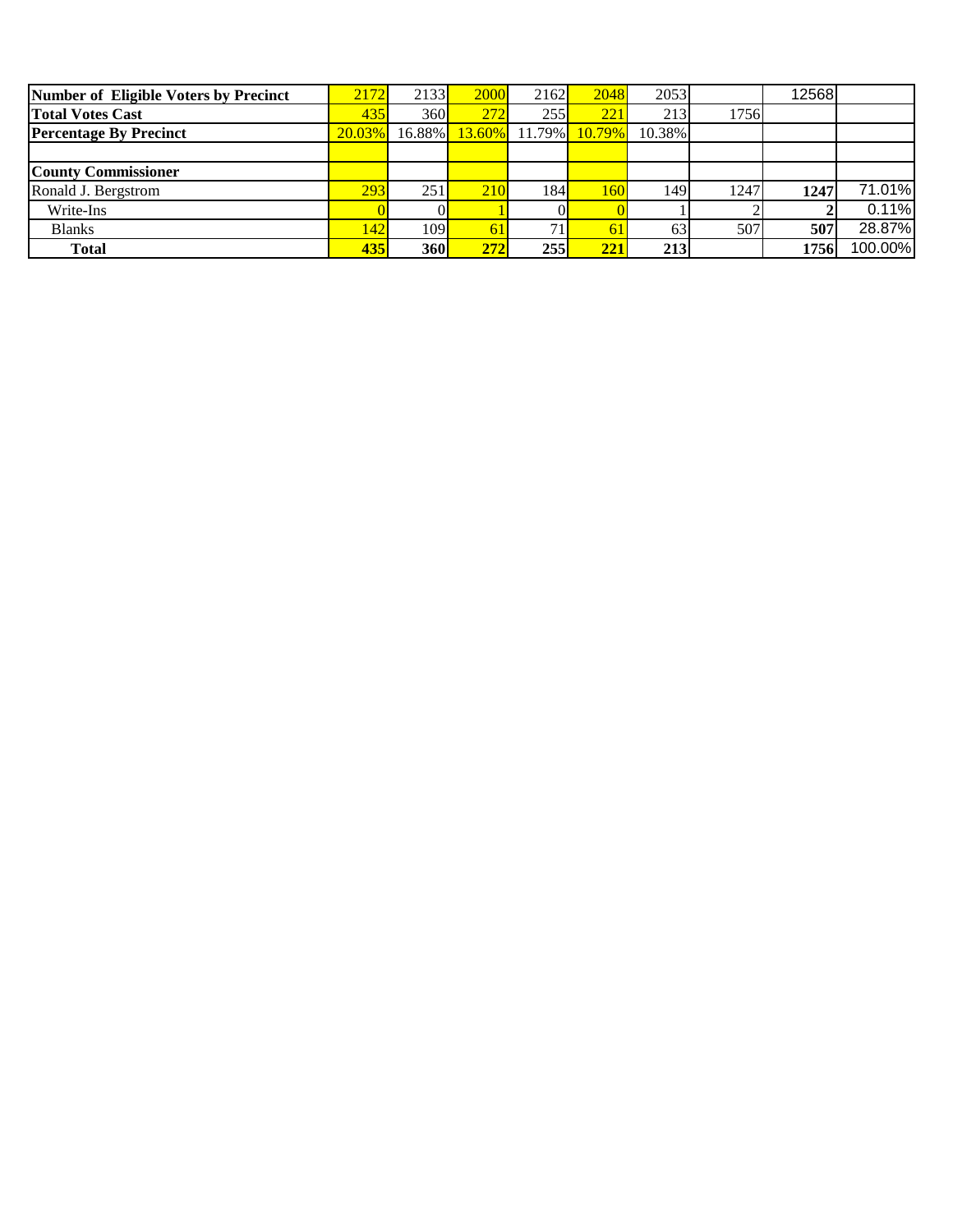| Number of Eligible Voters by Precinct | 2172 | 2133 | 2000 | 2162 | 2048 | 2053 | | 12568 | |
|---|---|---|---|---|---|---|---|---|---|
| **Total Votes Cast** | 435 | 360 | 272 | 255 | 221 | 213 | 1756 | | |
| **Percentage By Precinct** | 20.03% | 16.88% | 13.60% | 11.79% | 10.79% | 10.38% | | | |
| | | | | | | | | | |
| **County Commissioner** | | | | | | | | | |
| Ronald J. Bergstrom | 293 | 251 | 210 | 184 | 160 | 149 | 1247 | **1247** | 71.01% |
| Write-Ins | 0 | 0 | 1 | 0 | 0 | 1 | 2 | **2** | 0.11% |
| Blanks | 142 | 109 | 61 | 71 | 61 | 63 | 507 | **507** | 28.87% |
| **Total** | **435** | **360** | **272** | **255** | **221** | **213** | | **1756** | 100.00% |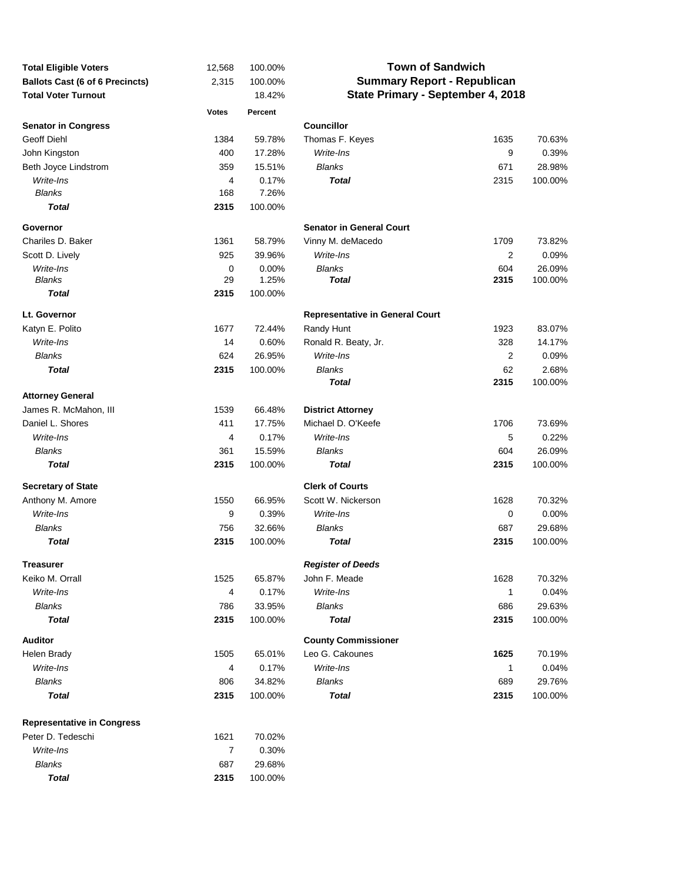# Town of Sandwich
## Summary Report - Republican
## State Primary - September 4, 2018

| | | |
|---|---|---|
| **Total Eligible Voters** | 12,568 | 100.00% |
| **Ballots Cast (6 of 6 Precincts)** | 2,315 | 100.00% |
| **Total Voter Turnout** | | 18.42% |

| | **Votes** | **Percent** |
|---|---|---|
| **Senator in Congress** | | |
| Geoff Diehl | 1384 | 59.78% |
| John Kingston | 400 | 17.28% |
| Beth Joyce Lindstrom | 359 | 15.51% |
| *Write-Ins* | 4 | 0.17% |
| *Blanks* | 168 | 7.26% |
| ***Total*** | **2315** | 100.00% |
| **Governor** | | |
| Chariles D. Baker | 1361 | 58.79% |
| Scott D. Lively | 925 | 39.96% |
| *Write-Ins* | 0 | 0.00% |
| *Blanks* | 29 | 1.25% |
| ***Total*** | **2315** | 100.00% |
| **Lt. Governor** | | |
| Katyn E. Polito | 1677 | 72.44% |
| *Write-Ins* | 14 | 0.60% |
| *Blanks* | 624 | 26.95% |
| ***Total*** | **2315** | 100.00% |
| **Attorney General** | | |
| James R. McMahon, III | 1539 | 66.48% |
| Daniel L. Shores | 411 | 17.75% |
| *Write-Ins* | 4 | 0.17% |
| *Blanks* | 361 | 15.59% |
| ***Total*** | **2315** | 100.00% |
| **Secretary of State** | | |
| Anthony M. Amore | 1550 | 66.95% |
| *Write-Ins* | 9 | 0.39% |
| *Blanks* | 756 | 32.66% |
| ***Total*** | **2315** | 100.00% |
| **Treasurer** | | |
| Keiko M. Orrall | 1525 | 65.87% |
| *Write-Ins* | 4 | 0.17% |
| *Blanks* | 786 | 33.95% |
| ***Total*** | **2315** | 100.00% |
| **Auditor** | | |
| Helen Brady | 1505 | 65.01% |
| *Write-Ins* | 4 | 0.17% |
| *Blanks* | 806 | 34.82% |
| ***Total*** | **2315** | 100.00% |
| **Representative in Congress** | | |
| Peter D. Tedeschi | 1621 | 70.02% |
| *Write-Ins* | 7 | 0.30% |
| *Blanks* | 687 | 29.68% |
| ***Total*** | **2315** | 100.00% |
| **Councillor** | | |
| Thomas F. Keyes | 1635 | 70.63% |
| *Write-Ins* | 9 | 0.39% |
| *Blanks* | 671 | 28.98% |
| ***Total*** | 2315 | 100.00% |
| **Senator in General Court** | | |
| Vinny M. deMacedo | 1709 | 73.82% |
| *Write-Ins* | 2 | 0.09% |
| *Blanks* | 604 | 26.09% |
| ***Total*** | **2315** | 100.00% |
| **Representative in General Court** | | |
| Randy Hunt | 1923 | 83.07% |
| Ronald R. Beaty, Jr. | 328 | 14.17% |
| *Write-Ins* | 2 | 0.09% |
| *Blanks* | 62 | 2.68% |
| ***Total*** | **2315** | 100.00% |
| **District Attorney** | | |
| Michael D. O'Keefe | 1706 | 73.69% |
| *Write-Ins* | 5 | 0.22% |
| *Blanks* | 604 | 26.09% |
| ***Total*** | **2315** | 100.00% |
| **Clerk of Courts** | | |
| Scott W. Nickerson | 1628 | 70.32% |
| *Write-Ins* | 0 | 0.00% |
| *Blanks* | 687 | 29.68% |
| ***Total*** | **2315** | 100.00% |
| ***Register of Deeds*** | | |
| John F. Meade | 1628 | 70.32% |
| *Write-Ins* | 1 | 0.04% |
| *Blanks* | 686 | 29.63% |
| ***Total*** | **2315** | 100.00% |
| **County Commissioner** | | |
| Leo G. Cakounes | **1625** | 70.19% |
| *Write-Ins* | 1 | 0.04% |
| *Blanks* | 689 | 29.76% |
| ***Total*** | **2315** | 100.00% |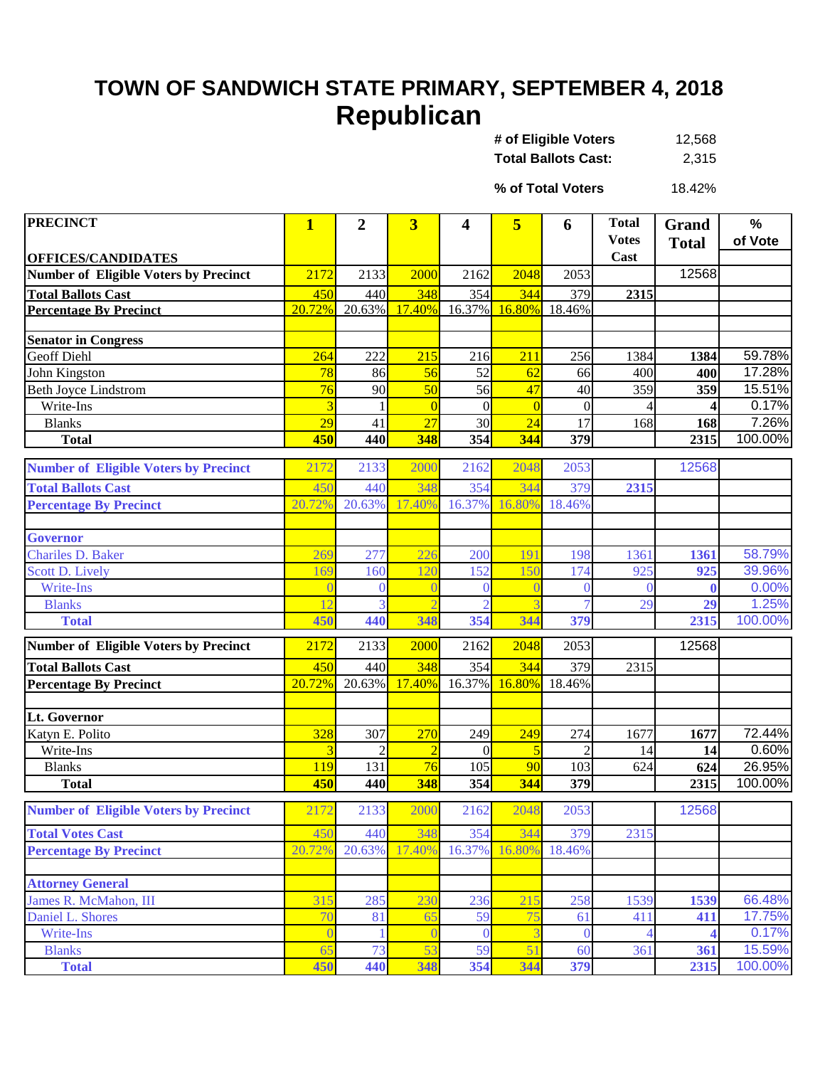# TOWN OF SANDWICH STATE PRIMARY, SEPTEMBER 4, 2018

## Republican

| | |
|---|---|
| # of Eligible Voters | 12,568 |
| Total Ballots Cast: | 2,315 |
| % of Total Voters | 18.42% |

| PRECINCT<br>OFFICES/CANDIDATES | 1 | 2 | 3 | 4 | 5 | 6 | Total Votes Cast | Grand Total | % of Vote |
|---|---|---|---|---|---|---|---|---|---|
| **Number of Eligible Voters by Precinct** | 2172 | 2133 | 2000 | 2162 | 2048 | 2053 | | 12568 | |
| **Total Ballots Cast** | 450 | 440 | 348 | 354 | 344 | 379 | **2315** | | |
| **Percentage By Precinct** | 20.72% | 20.63% | 17.40% | 16.37% | 16.80% | 18.46% | | | |
| | | | | | | | | | |
| **Senator in Congress** | | | | | | | | | |
| Geoff Diehl | 264 | 222 | 215 | 216 | 211 | 256 | 1384 | **1384** | 59.78% |
| John Kingston | 78 | 86 | 56 | 52 | 62 | 66 | 400 | **400** | 17.28% |
| Beth Joyce Lindstrom | 76 | 90 | 50 | 56 | 47 | 40 | 359 | **359** | 15.51% |
| Write-Ins | 3 | 1 | 0 | 0 | 0 | 0 | 4 | **4** | 0.17% |
| Blanks | 29 | 41 | 27 | 30 | 24 | 17 | 168 | **168** | 7.26% |
| **Total** | **450** | **440** | **348** | **354** | **344** | **379** | | **2315** | 100.00% |

| PRECINCT | 1 | 2 | 3 | 4 | 5 | 6 | Total Votes Cast | Grand Total | % of Vote |
|---|---|---|---|---|---|---|---|---|---|
| **Number of Eligible Voters by Precinct** | 2172 | 2133 | 2000 | 2162 | 2048 | 2053 | | 12568 | |
| **Total Ballots Cast** | 450 | 440 | 348 | 354 | 344 | 379 | **2315** | | |
| **Percentage By Precinct** | 20.72% | 20.63% | 17.40% | 16.37% | 16.80% | 18.46% | | | |
| | | | | | | | | | |
| **Governor** | | | | | | | | | |
| Chariles D. Baker | 269 | 277 | 226 | 200 | 191 | 198 | 1361 | **1361** | 58.79% |
| Scott D. Lively | 169 | 160 | 120 | 152 | 150 | 174 | 925 | **925** | 39.96% |
| Write-Ins | 0 | 0 | 0 | 0 | 0 | 0 | 0 | **0** | 0.00% |
| Blanks | 12 | 3 | 2 | 2 | 3 | 7 | 29 | **29** | 1.25% |
| **Total** | **450** | **440** | **348** | **354** | **344** | **379** | | **2315** | 100.00% |

| PRECINCT | 1 | 2 | 3 | 4 | 5 | 6 | Total Votes Cast | Grand Total | % of Vote |
|---|---|---|---|---|---|---|---|---|---|
| **Number of Eligible Voters by Precinct** | 2172 | 2133 | 2000 | 2162 | 2048 | 2053 | | 12568 | |
| **Total Ballots Cast** | 450 | 440 | 348 | 354 | 344 | 379 | 2315 | | |
| **Percentage By Precinct** | 20.72% | 20.63% | 17.40% | 16.37% | 16.80% | 18.46% | | | |
| | | | | | | | | | |
| **Lt. Governor** | | | | | | | | | |
| Katyn E. Polito | 328 | 307 | 270 | 249 | 249 | 274 | 1677 | **1677** | 72.44% |
| Write-Ins | 3 | 2 | 2 | 0 | 5 | 2 | 14 | **14** | 0.60% |
| Blanks | 119 | 131 | 76 | 105 | 90 | 103 | 624 | **624** | 26.95% |
| **Total** | **450** | **440** | **348** | **354** | **344** | **379** | | **2315** | 100.00% |

| PRECINCT | 1 | 2 | 3 | 4 | 5 | 6 | Total Votes Cast | Grand Total | % of Vote |
|---|---|---|---|---|---|---|---|---|---|
| **Number of Eligible Voters by Precinct** | 2172 | 2133 | 2000 | 2162 | 2048 | 2053 | | 12568 | |
| **Total Votes Cast** | 450 | 440 | 348 | 354 | 344 | 379 | 2315 | | |
| **Percentage By Precinct** | 20.72% | 20.63% | 17.40% | 16.37% | 16.80% | 18.46% | | | |
| | | | | | | | | | |
| **Attorney General** | | | | | | | | | |
| James R. McMahon, III | 315 | 285 | 230 | 236 | 215 | 258 | 1539 | **1539** | 66.48% |
| Daniel L. Shores | 70 | 81 | 65 | 59 | 75 | 61 | 411 | **411** | 17.75% |
| Write-Ins | 0 | 1 | 0 | 0 | 3 | 0 | 4 | **4** | 0.17% |
| Blanks | 65 | 73 | 53 | 59 | 51 | 60 | 361 | **361** | 15.59% |
| **Total** | **450** | **440** | **348** | **354** | **344** | **379** | | **2315** | 100.00% |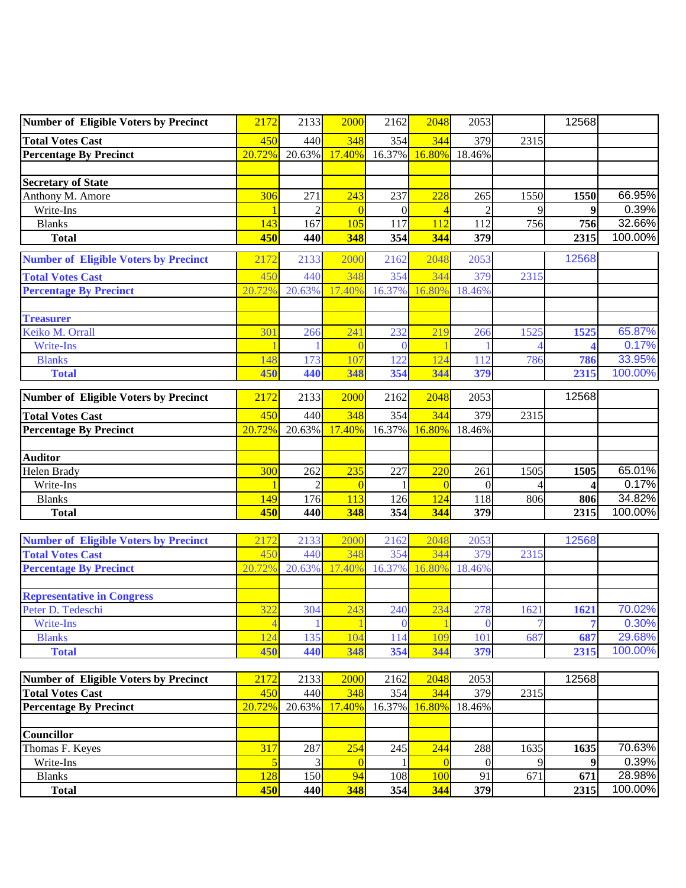| Number of Eligible Voters by Precinct | 2172 | 2133 | 2000 | 2162 | 2048 | 2053 | | 12568 | |
|---|---|---|---|---|---|---|---|---|---|
| **Total Votes Cast** | 450 | 440 | 348 | 354 | 344 | 379 | 2315 | | |
| **Percentage By Precinct** | 20.72% | 20.63% | 17.40% | 16.37% | 16.80% | 18.46% | | | |
| | | | | | | | | | |
| **Secretary of State** | | | | | | | | | |
| Anthony M. Amore | 306 | 271 | 243 | 237 | 228 | 265 | 1550 | **1550** | 66.95% |
| Write-Ins | 1 | 2 | 0 | 0 | 4 | 2 | 9 | **9** | 0.39% |
| Blanks | 143 | 167 | 105 | 117 | 112 | 112 | 756 | **756** | 32.66% |
| **Total** | **450** | **440** | **348** | **354** | **344** | **379** | | **2315** | 100.00% |

| Number of Eligible Voters by Precinct | 2172 | 2133 | 2000 | 2162 | 2048 | 2053 | | 12568 | |
|---|---|---|---|---|---|---|---|---|---|
| **Total Votes Cast** | 450 | 440 | 348 | 354 | 344 | 379 | 2315 | | |
| **Percentage By Precinct** | 20.72% | 20.63% | 17.40% | 16.37% | 16.80% | 18.46% | | | |
| | | | | | | | | | |
| **Treasurer** | | | | | | | | | |
| Keiko M. Orrall | 301 | 266 | 241 | 232 | 219 | 266 | 1525 | **1525** | 65.87% |
| Write-Ins | 1 | 1 | 0 | 0 | 1 | 1 | 4 | **4** | 0.17% |
| Blanks | 148 | 173 | 107 | 122 | 124 | 112 | 786 | **786** | 33.95% |
| **Total** | **450** | **440** | **348** | **354** | **344** | **379** | | **2315** | 100.00% |

| Number of Eligible Voters by Precinct | 2172 | 2133 | 2000 | 2162 | 2048 | 2053 | | 12568 | |
|---|---|---|---|---|---|---|---|---|---|
| **Total Votes Cast** | 450 | 440 | 348 | 354 | 344 | 379 | 2315 | | |
| **Percentage By Precinct** | 20.72% | 20.63% | 17.40% | 16.37% | 16.80% | 18.46% | | | |
| | | | | | | | | | |
| **Auditor** | | | | | | | | | |
| Helen Brady | 300 | 262 | 235 | 227 | 220 | 261 | 1505 | **1505** | 65.01% |
| Write-Ins | 1 | 2 | 0 | 1 | 0 | 0 | 4 | **4** | 0.17% |
| Blanks | 149 | 176 | 113 | 126 | 124 | 118 | 806 | **806** | 34.82% |
| **Total** | **450** | **440** | **348** | **354** | **344** | **379** | | **2315** | 100.00% |

| Number of Eligible Voters by Precinct | 2172 | 2133 | 2000 | 2162 | 2048 | 2053 | | 12568 | |
|---|---|---|---|---|---|---|---|---|---|
| **Total Votes Cast** | 450 | 440 | 348 | 354 | 344 | 379 | 2315 | | |
| **Percentage By Precinct** | 20.72% | 20.63% | 17.40% | 16.37% | 16.80% | 18.46% | | | |
| | | | | | | | | | |
| **Representative in Congress** | | | | | | | | | |
| Peter D. Tedeschi | 322 | 304 | 243 | 240 | 234 | 278 | 1621 | **1621** | 70.02% |
| Write-Ins | 4 | 1 | 1 | 0 | 1 | 0 | 7 | **7** | 0.30% |
| Blanks | 124 | 135 | 104 | 114 | 109 | 101 | 687 | **687** | 29.68% |
| **Total** | **450** | **440** | **348** | **354** | **344** | **379** | | **2315** | 100.00% |

| Number of Eligible Voters by Precinct | 2172 | 2133 | 2000 | 2162 | 2048 | 2053 | | 12568 | |
|---|---|---|---|---|---|---|---|---|---|
| **Total Votes Cast** | 450 | 440 | 348 | 354 | 344 | 379 | 2315 | | |
| **Percentage By Precinct** | 20.72% | 20.63% | 17.40% | 16.37% | 16.80% | 18.46% | | | |
| | | | | | | | | | |
| **Councillor** | | | | | | | | | |
| Thomas F. Keyes | 317 | 287 | 254 | 245 | 244 | 288 | 1635 | **1635** | 70.63% |
| Write-Ins | 5 | 3 | 0 | 1 | 0 | 0 | 9 | **9** | 0.39% |
| Blanks | 128 | 150 | 94 | 108 | 100 | 91 | 671 | **671** | 28.98% |
| **Total** | **450** | **440** | **348** | **354** | **344** | **379** | | **2315** | 100.00% |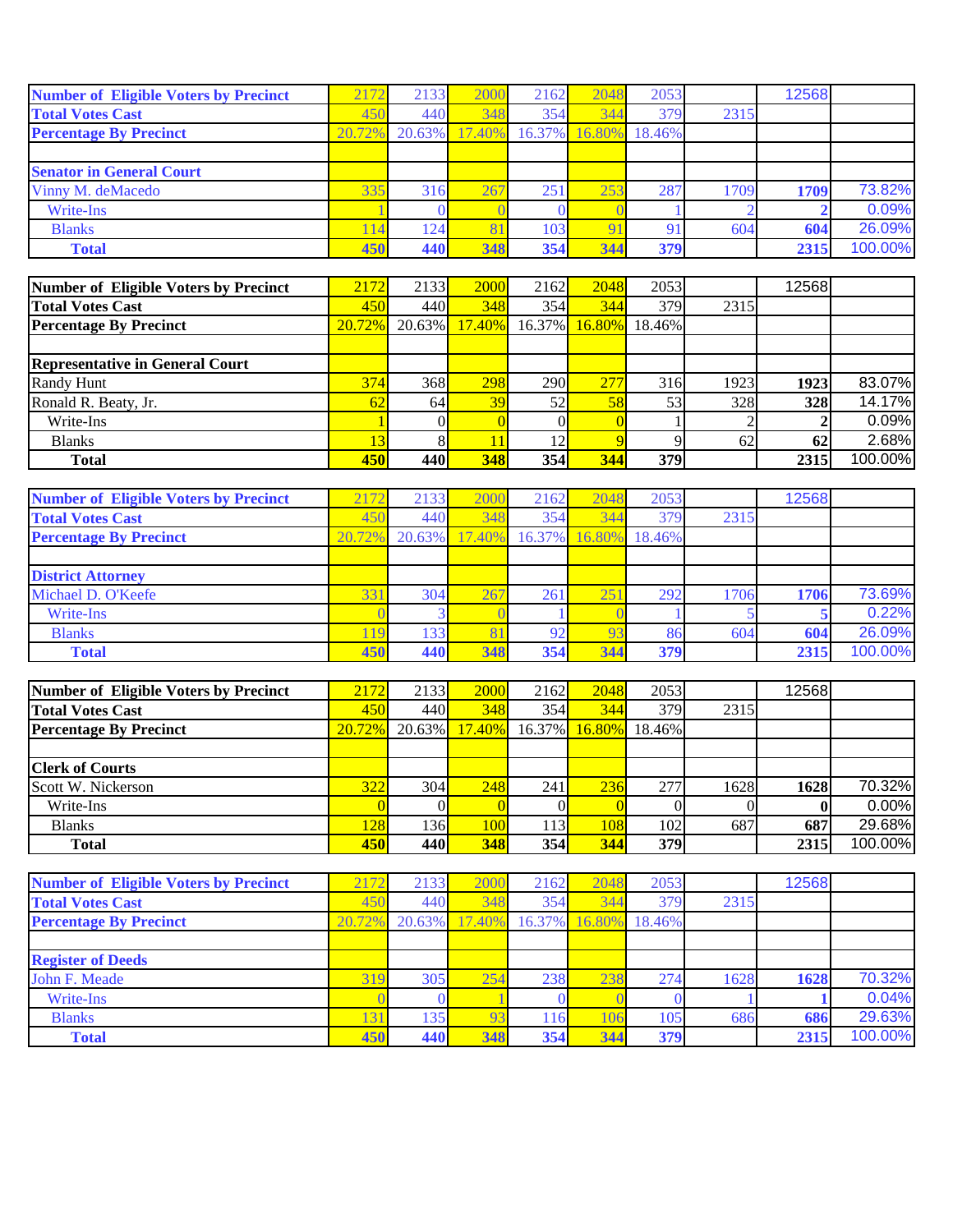| Number of Eligible Voters by Precinct | 2172 | 2133 | 2000 | 2162 | 2048 | 2053 | | 12568 | |
|---|---|---|---|---|---|---|---|---|---|
| Total Votes Cast | 450 | 440 | 348 | 354 | 344 | 379 | 2315 | | |
| Percentage By Precinct | 20.72% | 20.63% | 17.40% | 16.37% | 16.80% | 18.46% | | | |
| | | | | | | | | | |
| **Senator in General Court** | | | | | | | | | |
| Vinny M. deMacedo | 335 | 316 | 267 | 251 | 253 | 287 | 1709 | **1709** | 73.82% |
| Write-Ins | 1 | 0 | 0 | 0 | 0 | 1 | 2 | **2** | 0.09% |
| Blanks | 114 | 124 | 81 | 103 | 91 | 91 | 604 | **604** | 26.09% |
| **Total** | **450** | **440** | **348** | **354** | **344** | **379** | | **2315** | 100.00% |

| Number of Eligible Voters by Precinct | 2172 | 2133 | 2000 | 2162 | 2048 | 2053 | | 12568 | |
|---|---|---|---|---|---|---|---|---|---|
| Total Votes Cast | 450 | 440 | 348 | 354 | 344 | 379 | 2315 | | |
| Percentage By Precinct | 20.72% | 20.63% | 17.40% | 16.37% | 16.80% | 18.46% | | | |
| | | | | | | | | | |
| **Representative in General Court** | | | | | | | | | |
| Randy Hunt | 374 | 368 | 298 | 290 | 277 | 316 | 1923 | **1923** | 83.07% |
| Ronald R. Beaty, Jr. | 62 | 64 | 39 | 52 | 58 | 53 | 328 | **328** | 14.17% |
| Write-Ins | 1 | 0 | 0 | 0 | 0 | 1 | 2 | **2** | 0.09% |
| Blanks | 13 | 8 | 11 | 12 | 9 | 9 | 62 | **62** | 2.68% |
| **Total** | **450** | **440** | **348** | **354** | **344** | **379** | | **2315** | 100.00% |

| Number of Eligible Voters by Precinct | 2172 | 2133 | 2000 | 2162 | 2048 | 2053 | | 12568 | |
|---|---|---|---|---|---|---|---|---|---|
| Total Votes Cast | 450 | 440 | 348 | 354 | 344 | 379 | 2315 | | |
| Percentage By Precinct | 20.72% | 20.63% | 17.40% | 16.37% | 16.80% | 18.46% | | | |
| | | | | | | | | | |
| **District Attorney** | | | | | | | | | |
| Michael D. O'Keefe | 331 | 304 | 267 | 261 | 251 | 292 | 1706 | **1706** | 73.69% |
| Write-Ins | 0 | 3 | 0 | 1 | 0 | 1 | 5 | **5** | 0.22% |
| Blanks | 119 | 133 | 81 | 92 | 93 | 86 | 604 | **604** | 26.09% |
| **Total** | **450** | **440** | **348** | **354** | **344** | **379** | | **2315** | 100.00% |

| Number of Eligible Voters by Precinct | 2172 | 2133 | 2000 | 2162 | 2048 | 2053 | | 12568 | |
|---|---|---|---|---|---|---|---|---|---|
| Total Votes Cast | 450 | 440 | 348 | 354 | 344 | 379 | 2315 | | |
| Percentage By Precinct | 20.72% | 20.63% | 17.40% | 16.37% | 16.80% | 18.46% | | | |
| | | | | | | | | | |
| **Clerk of Courts** | | | | | | | | | |
| Scott W. Nickerson | 322 | 304 | 248 | 241 | 236 | 277 | 1628 | **1628** | 70.32% |
| Write-Ins | 0 | 0 | 0 | 0 | 0 | 0 | 0 | **0** | 0.00% |
| Blanks | 128 | 136 | 100 | 113 | 108 | 102 | 687 | **687** | 29.68% |
| **Total** | **450** | **440** | **348** | **354** | **344** | **379** | | **2315** | 100.00% |

| Number of Eligible Voters by Precinct | 2172 | 2133 | 2000 | 2162 | 2048 | 2053 | | 12568 | |
|---|---|---|---|---|---|---|---|---|---|
| Total Votes Cast | 450 | 440 | 348 | 354 | 344 | 379 | 2315 | | |
| Percentage By Precinct | 20.72% | 20.63% | 17.40% | 16.37% | 16.80% | 18.46% | | | |
| | | | | | | | | | |
| **Register of Deeds** | | | | | | | | | |
| John F. Meade | 319 | 305 | 254 | 238 | 238 | 274 | 1628 | **1628** | 70.32% |
| Write-Ins | 0 | 0 | 1 | 0 | 0 | 0 | 1 | **1** | 0.04% |
| Blanks | 131 | 135 | 93 | 116 | 106 | 105 | 686 | **686** | 29.63% |
| **Total** | **450** | **440** | **348** | **354** | **344** | **379** | | **2315** | 100.00% |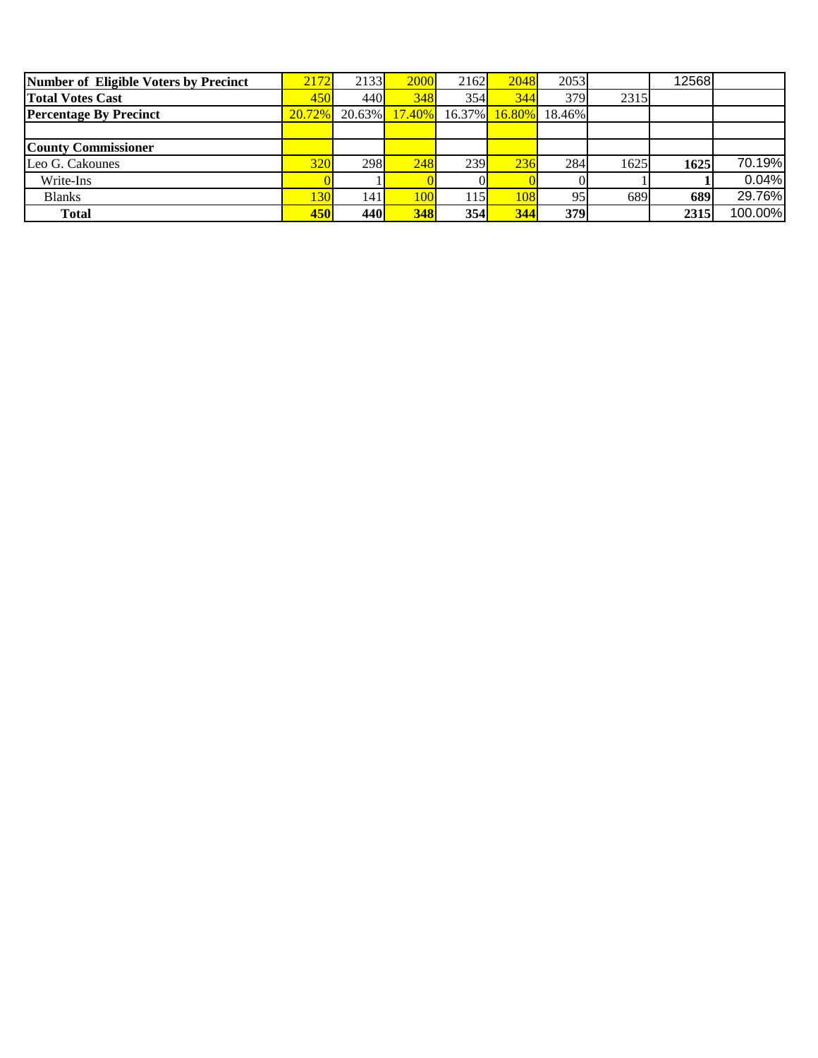| Number of Eligible Voters by Precinct | 2172 | 2133 | 2000 | 2162 | 2048 | 2053 | | 12568 | |
|---|---|---|---|---|---|---|---|---|---|
| **Total Votes Cast** | 450 | 440 | 348 | 354 | 344 | 379 | 2315 | | |
| **Percentage By Precinct** | 20.72% | 20.63% | 17.40% | 16.37% | 16.80% | 18.46% | | | |
| | | | | | | | | | |
| **County Commissioner** | | | | | | | | | |
| Leo G. Cakounes | 320 | 298 | 248 | 239 | 236 | 284 | 1625 | **1625** | 70.19% |
| Write-Ins | 0 | 1 | 0 | 0 | 0 | 0 | 1 | **1** | 0.04% |
| Blanks | 130 | 141 | 100 | 115 | 108 | 95 | 689 | **689** | 29.76% |
| **Total** | **450** | **440** | **348** | **354** | **344** | **379** | | **2315** | 100.00% |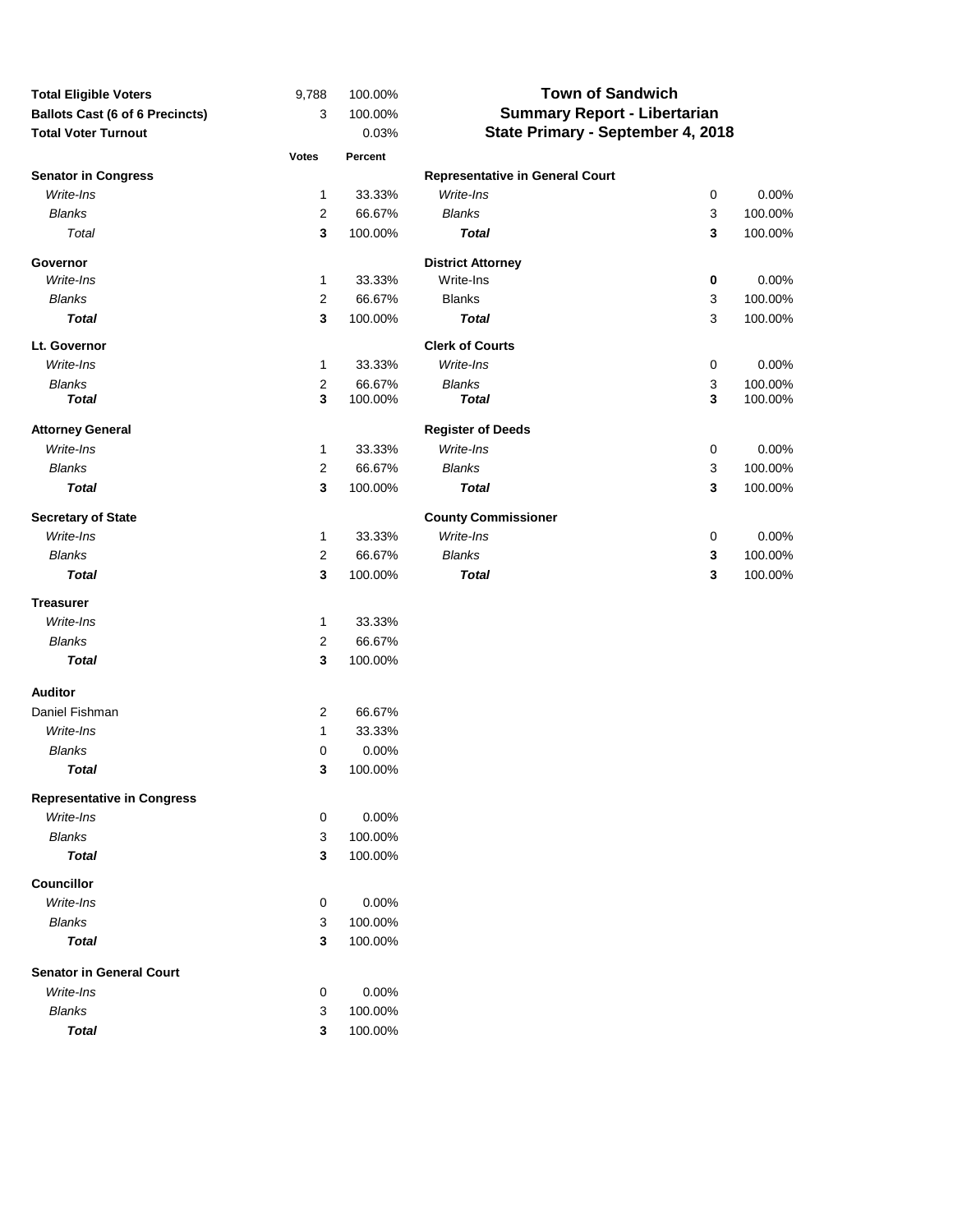# Town of Sandwich
## Summary Report - Libertarian
## State Primary - September 4, 2018

| | | |
|---|---|---|
| **Total Eligible Voters** | 9,788 | 100.00% |
| **Ballots Cast (6 of 6 Precincts)** | 3 | 100.00% |
| **Total Voter Turnout** | | 0.03% |

| | Votes | Percent |
|---|---|---|
| **Senator in Congress** | | |
| *Write-Ins* | 1 | 33.33% |
| *Blanks* | 2 | 66.67% |
| *Total* | **3** | 100.00% |
| **Governor** | | |
| *Write-Ins* | 1 | 33.33% |
| *Blanks* | 2 | 66.67% |
| ***Total*** | **3** | 100.00% |
| **Lt. Governor** | | |
| *Write-Ins* | 1 | 33.33% |
| *Blanks* | 2 | 66.67% |
| ***Total*** | **3** | 100.00% |
| **Attorney General** | | |
| *Write-Ins* | 1 | 33.33% |
| *Blanks* | 2 | 66.67% |
| ***Total*** | **3** | 100.00% |
| **Secretary of State** | | |
| *Write-Ins* | 1 | 33.33% |
| *Blanks* | 2 | 66.67% |
| ***Total*** | **3** | 100.00% |
| **Treasurer** | | |
| *Write-Ins* | 1 | 33.33% |
| *Blanks* | 2 | 66.67% |
| ***Total*** | **3** | 100.00% |
| **Auditor** | | |
| Daniel Fishman | 2 | 66.67% |
| *Write-Ins* | 1 | 33.33% |
| *Blanks* | 0 | 0.00% |
| ***Total*** | **3** | 100.00% |
| **Representative in Congress** | | |
| *Write-Ins* | 0 | 0.00% |
| *Blanks* | 3 | 100.00% |
| ***Total*** | **3** | 100.00% |
| **Councillor** | | |
| *Write-Ins* | 0 | 0.00% |
| *Blanks* | 3 | 100.00% |
| ***Total*** | **3** | 100.00% |
| **Senator in General Court** | | |
| *Write-Ins* | 0 | 0.00% |
| *Blanks* | 3 | 100.00% |
| ***Total*** | **3** | 100.00% |
| **Representative in General Court** | | |
| *Write-Ins* | 0 | 0.00% |
| *Blanks* | 3 | 100.00% |
| ***Total*** | **3** | 100.00% |
| **District Attorney** | | |
| Write-Ins | **0** | 0.00% |
| Blanks | 3 | 100.00% |
| ***Total*** | 3 | 100.00% |
| **Clerk of Courts** | | |
| *Write-Ins* | 0 | 0.00% |
| *Blanks* | 3 | 100.00% |
| ***Total*** | **3** | 100.00% |
| **Register of Deeds** | | |
| *Write-Ins* | 0 | 0.00% |
| *Blanks* | 3 | 100.00% |
| ***Total*** | **3** | 100.00% |
| **County Commissioner** | | |
| *Write-Ins* | 0 | 0.00% |
| *Blanks* | **3** | 100.00% |
| ***Total*** | **3** | 100.00% |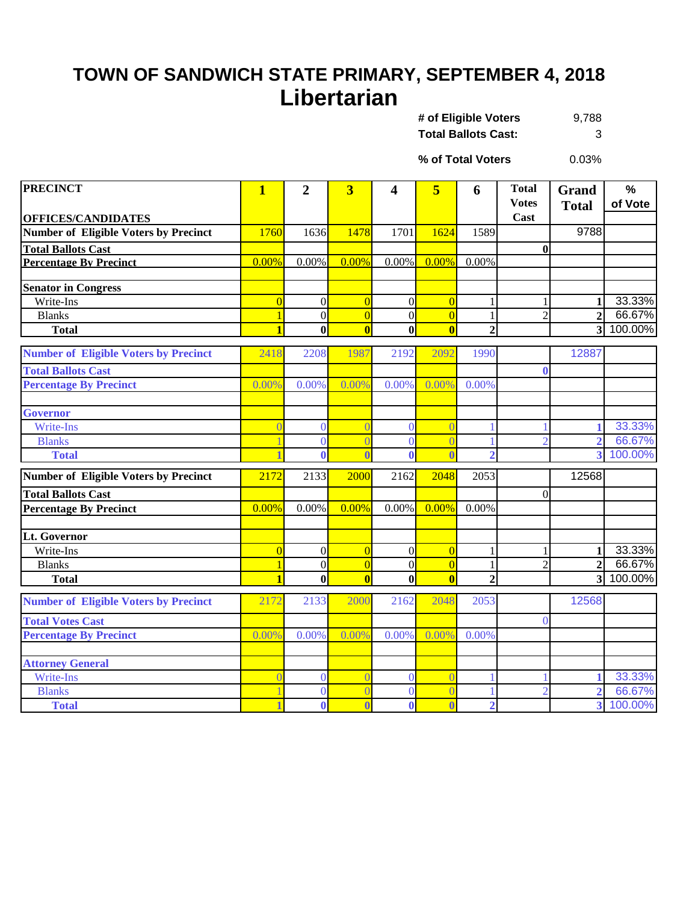# TOWN OF SANDWICH STATE PRIMARY, SEPTEMBER 4, 2018

## Libertarian

| | |
|---|---|
| **# of Eligible Voters** | 9,788 |
| **Total Ballots Cast:** | 3 |
| **% of Total Voters** | 0.03% |

| PRECINCT / OFFICES/CANDIDATES | 1 | 2 | 3 | 4 | 5 | 6 | Total Votes Cast | Grand Total | % of Vote |
|---|---|---|---|---|---|---|---|---|---|
| **Number of Eligible Voters by Precinct** | 1760 | 1636 | 1478 | 1701 | 1624 | 1589 | | 9788 | |
| **Total Ballots Cast** | | | | | | | 0 | | |
| **Percentage By Precinct** | 0.00% | 0.00% | 0.00% | 0.00% | 0.00% | 0.00% | | | |
| | | | | | | | | | |
| **Senator in Congress** | | | | | | | | | |
| Write-Ins | 0 | 0 | 0 | 0 | 0 | 1 | 1 | 1 | 33.33% |
| Blanks | 1 | 0 | 0 | 0 | 0 | 1 | 2 | 2 | 66.67% |
| **Total** | 1 | 0 | 0 | 0 | 0 | 2 | | 3 | 100.00% |
| **Number of Eligible Voters by Precinct** | 2418 | 2208 | 1987 | 2192 | 2092 | 1990 | | 12887 | |
| **Total Ballots Cast** | | | | | | | 0 | | |
| **Percentage By Precinct** | 0.00% | 0.00% | 0.00% | 0.00% | 0.00% | 0.00% | | | |
| | | | | | | | | | |
| **Governor** | | | | | | | | | |
| Write-Ins | 0 | 0 | 0 | 0 | 0 | 1 | 1 | 1 | 33.33% |
| Blanks | 1 | 0 | 0 | 0 | 0 | 1 | 2 | 2 | 66.67% |
| **Total** | 1 | 0 | 0 | 0 | 0 | 2 | | 3 | 100.00% |
| **Number of Eligible Voters by Precinct** | 2172 | 2133 | 2000 | 2162 | 2048 | 2053 | | 12568 | |
| **Total Ballots Cast** | | | | | | | 0 | | |
| **Percentage By Precinct** | 0.00% | 0.00% | 0.00% | 0.00% | 0.00% | 0.00% | | | |
| | | | | | | | | | |
| **Lt. Governor** | | | | | | | | | |
| Write-Ins | 0 | 0 | 0 | 0 | 0 | 1 | 1 | 1 | 33.33% |
| Blanks | 1 | 0 | 0 | 0 | 0 | 1 | 2 | 2 | 66.67% |
| **Total** | 1 | 0 | 0 | 0 | 0 | 2 | | 3 | 100.00% |
| **Number of Eligible Voters by Precinct** | 2172 | 2133 | 2000 | 2162 | 2048 | 2053 | | 12568 | |
| **Total Votes Cast** | | | | | | | 0 | | |
| **Percentage By Precinct** | 0.00% | 0.00% | 0.00% | 0.00% | 0.00% | 0.00% | | | |
| | | | | | | | | | |
| **Attorney General** | | | | | | | | | |
| Write-Ins | 0 | 0 | 0 | 0 | 0 | 1 | 1 | 1 | 33.33% |
| Blanks | 1 | 0 | 0 | 0 | 0 | 1 | 2 | 2 | 66.67% |
| **Total** | 1 | 0 | 0 | 0 | 0 | 2 | | 3 | 100.00% |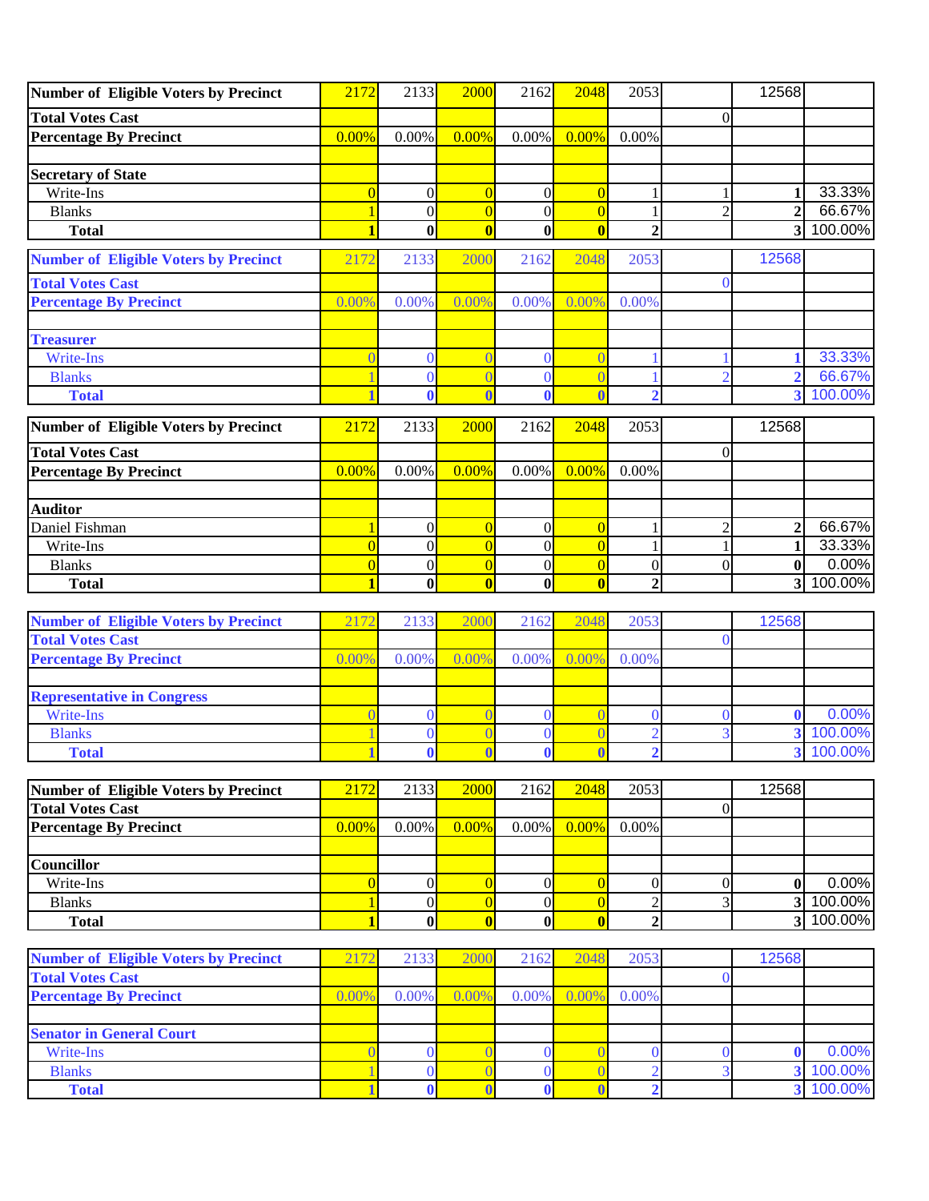| Number of Eligible Voters by Precinct | 2172 | 2133 | 2000 | 2162 | 2048 | 2053 | | 12568 | |
|---|---|---|---|---|---|---|---|---|---|
| Total Votes Cast | | | | | | | 0 | | |
| Percentage By Precinct | 0.00% | 0.00% | 0.00% | 0.00% | 0.00% | 0.00% | | | |
| | | | | | | | | | |
| Secretary of State | | | | | | | | | |
| Write-Ins | 0 | 0 | 0 | 0 | 0 | 1 | 1 | 1 | 33.33% |
| Blanks | 1 | 0 | 0 | 0 | 0 | 1 | 2 | 2 | 66.67% |
| **Total** | **1** | **0** | **0** | **0** | **0** | **2** | | **3** | 100.00% |

| Number of Eligible Voters by Precinct | 2172 | 2133 | 2000 | 2162 | 2048 | 2053 | | 12568 | |
|---|---|---|---|---|---|---|---|---|---|
| Total Votes Cast | | | | | | | 0 | | |
| Percentage By Precinct | 0.00% | 0.00% | 0.00% | 0.00% | 0.00% | 0.00% | | | |
| | | | | | | | | | |
| Treasurer | | | | | | | | | |
| Write-Ins | 0 | 0 | 0 | 0 | 0 | 1 | 1 | 1 | 33.33% |
| Blanks | 1 | 0 | 0 | 0 | 0 | 1 | 2 | 2 | 66.67% |
| **Total** | **1** | **0** | **0** | **0** | **0** | **2** | | **3** | 100.00% |

| Number of Eligible Voters by Precinct | 2172 | 2133 | 2000 | 2162 | 2048 | 2053 | | 12568 | |
|---|---|---|---|---|---|---|---|---|---|
| Total Votes Cast | | | | | | | 0 | | |
| Percentage By Precinct | 0.00% | 0.00% | 0.00% | 0.00% | 0.00% | 0.00% | | | |
| | | | | | | | | | |
| Auditor | | | | | | | | | |
| Daniel Fishman | 1 | 0 | 0 | 0 | 0 | 1 | 2 | 2 | 66.67% |
| Write-Ins | 0 | 0 | 0 | 0 | 0 | 1 | 1 | 1 | 33.33% |
| Blanks | 0 | 0 | 0 | 0 | 0 | 0 | 0 | 0 | 0.00% |
| **Total** | **1** | **0** | **0** | **0** | **0** | **2** | | **3** | 100.00% |

| Number of Eligible Voters by Precinct | 2172 | 2133 | 2000 | 2162 | 2048 | 2053 | | 12568 | |
|---|---|---|---|---|---|---|---|---|---|
| Total Votes Cast | | | | | | | 0 | | |
| Percentage By Precinct | 0.00% | 0.00% | 0.00% | 0.00% | 0.00% | 0.00% | | | |
| | | | | | | | | | |
| Representative in Congress | | | | | | | | | |
| Write-Ins | 0 | 0 | 0 | 0 | 0 | 0 | 0 | 0 | 0.00% |
| Blanks | 1 | 0 | 0 | 0 | 0 | 2 | 3 | 3 | 100.00% |
| **Total** | **1** | **0** | **0** | **0** | **0** | **2** | | **3** | 100.00% |

| Number of Eligible Voters by Precinct | 2172 | 2133 | 2000 | 2162 | 2048 | 2053 | | 12568 | |
|---|---|---|---|---|---|---|---|---|---|
| Total Votes Cast | | | | | | | 0 | | |
| Percentage By Precinct | 0.00% | 0.00% | 0.00% | 0.00% | 0.00% | 0.00% | | | |
| | | | | | | | | | |
| Councillor | | | | | | | | | |
| Write-Ins | 0 | 0 | 0 | 0 | 0 | 0 | 0 | 0 | 0.00% |
| Blanks | 1 | 0 | 0 | 0 | 0 | 2 | 3 | 3 | 100.00% |
| **Total** | **1** | **0** | **0** | **0** | **0** | **2** | | **3** | 100.00% |

| Number of Eligible Voters by Precinct | 2172 | 2133 | 2000 | 2162 | 2048 | 2053 | | 12568 | |
|---|---|---|---|---|---|---|---|---|---|
| Total Votes Cast | | | | | | | 0 | | |
| Percentage By Precinct | 0.00% | 0.00% | 0.00% | 0.00% | 0.00% | 0.00% | | | |
| | | | | | | | | | |
| Senator in General Court | | | | | | | | | |
| Write-Ins | 0 | 0 | 0 | 0 | 0 | 0 | 0 | 0 | 0.00% |
| Blanks | 1 | 0 | 0 | 0 | 0 | 2 | 3 | 3 | 100.00% |
| **Total** | **1** | **0** | **0** | **0** | **0** | **2** | | **3** | 100.00% |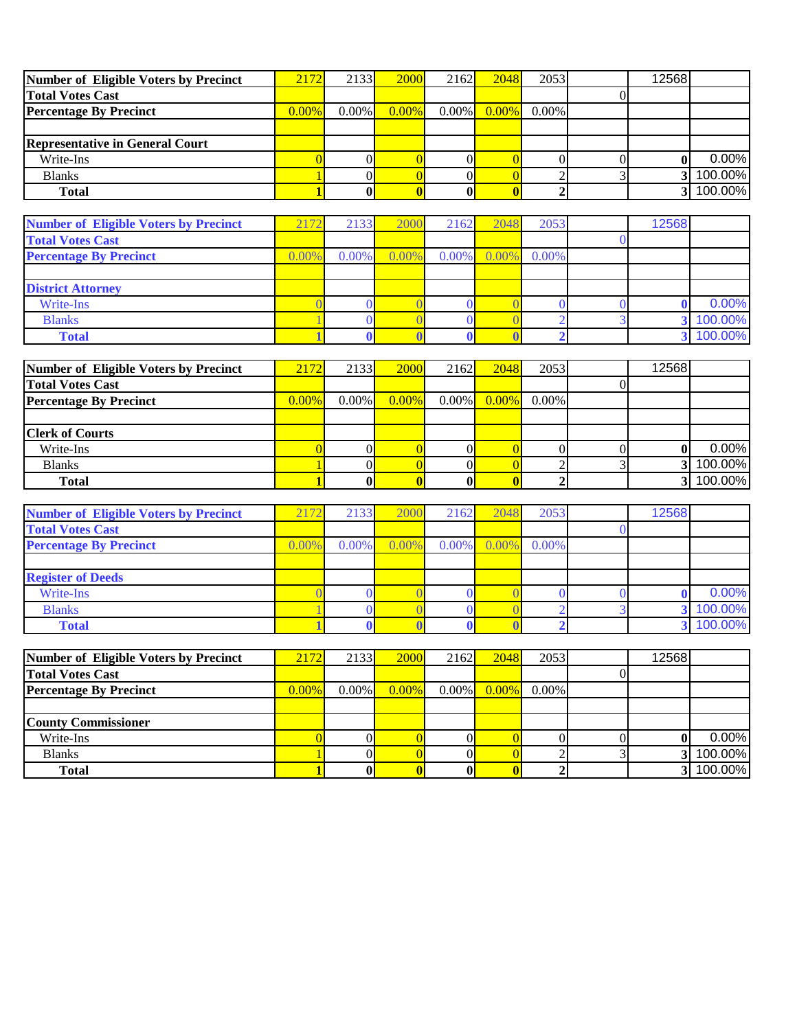| | | | | | | | | | |
|---|---|---|---|---|---|---|---|---|---|
| **Number of Eligible Voters by Precinct** | 2172 | 2133 | 2000 | 2162 | 2048 | 2053 | | 12568 | |
| **Total Votes Cast** | | | | | | | 0 | | |
| **Percentage By Precinct** | 0.00% | 0.00% | 0.00% | 0.00% | 0.00% | 0.00% | | | |
| | | | | | | | | | |
| **Representative in General Court** | | | | | | | | | |
| Write-Ins | 0 | 0 | 0 | 0 | 0 | 0 | 0 | **0** | 0.00% |
| Blanks | 1 | 0 | 0 | 0 | 0 | 2 | 3 | **3** | 100.00% |
| **Total** | **1** | **0** | **0** | **0** | **0** | **2** | | **3** | 100.00% |

| | | | | | | | | | |
|---|---|---|---|---|---|---|---|---|---|
| **Number of Eligible Voters by Precinct** | 2172 | 2133 | 2000 | 2162 | 2048 | 2053 | | 12568 | |
| **Total Votes Cast** | | | | | | | 0 | | |
| **Percentage By Precinct** | 0.00% | 0.00% | 0.00% | 0.00% | 0.00% | 0.00% | | | |
| | | | | | | | | | |
| **District Attorney** | | | | | | | | | |
| Write-Ins | 0 | 0 | 0 | 0 | 0 | 0 | 0 | **0** | 0.00% |
| Blanks | 1 | 0 | 0 | 0 | 0 | 2 | 3 | **3** | 100.00% |
| **Total** | **1** | **0** | **0** | **0** | **0** | **2** | | **3** | 100.00% |

| | | | | | | | | | |
|---|---|---|---|---|---|---|---|---|---|
| **Number of Eligible Voters by Precinct** | 2172 | 2133 | 2000 | 2162 | 2048 | 2053 | | 12568 | |
| **Total Votes Cast** | | | | | | | 0 | | |
| **Percentage By Precinct** | 0.00% | 0.00% | 0.00% | 0.00% | 0.00% | 0.00% | | | |
| | | | | | | | | | |
| **Clerk of Courts** | | | | | | | | | |
| Write-Ins | 0 | 0 | 0 | 0 | 0 | 0 | 0 | **0** | 0.00% |
| Blanks | 1 | 0 | 0 | 0 | 0 | 2 | 3 | **3** | 100.00% |
| **Total** | **1** | **0** | **0** | **0** | **0** | **2** | | **3** | 100.00% |

| | | | | | | | | | |
|---|---|---|---|---|---|---|---|---|---|
| **Number of Eligible Voters by Precinct** | 2172 | 2133 | 2000 | 2162 | 2048 | 2053 | | 12568 | |
| **Total Votes Cast** | | | | | | | 0 | | |
| **Percentage By Precinct** | 0.00% | 0.00% | 0.00% | 0.00% | 0.00% | 0.00% | | | |
| | | | | | | | | | |
| **Register of Deeds** | | | | | | | | | |
| Write-Ins | 0 | 0 | 0 | 0 | 0 | 0 | 0 | **0** | 0.00% |
| Blanks | 1 | 0 | 0 | 0 | 0 | 2 | 3 | **3** | 100.00% |
| **Total** | **1** | **0** | **0** | **0** | **0** | **2** | | **3** | 100.00% |

| | | | | | | | | | |
|---|---|---|---|---|---|---|---|---|---|
| **Number of Eligible Voters by Precinct** | 2172 | 2133 | 2000 | 2162 | 2048 | 2053 | | 12568 | |
| **Total Votes Cast** | | | | | | | 0 | | |
| **Percentage By Precinct** | 0.00% | 0.00% | 0.00% | 0.00% | 0.00% | 0.00% | | | |
| | | | | | | | | | |
| **County Commissioner** | | | | | | | | | |
| Write-Ins | 0 | 0 | 0 | 0 | 0 | 0 | 0 | **0** | 0.00% |
| Blanks | 1 | 0 | 0 | 0 | 0 | 2 | 3 | **3** | 100.00% |
| **Total** | **1** | **0** | **0** | **0** | **0** | **2** | | **3** | 100.00% |